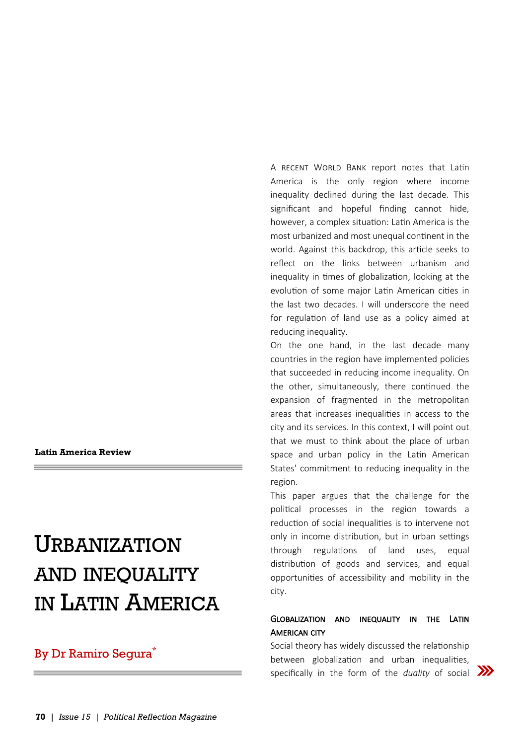**Latin America Review**

# Urbanization and inequality in Latin America

By Dr Ramiro Segura*

A recent World Bank report notes that Latin America is the only region where income inequality declined during the last decade. This significant and hopeful finding cannot hide, however, a complex situation: Latin America is the most urbanized and most unequal continent in the world. Against this backdrop, this article seeks to reflect on the links between urbanism and inequality in times of globalization, looking at the evolution of some major Latin American cities in the last two decades. I will underscore the need for regulation of land use as a policy aimed at reducing inequality.

On the one hand, in the last decade many countries in the region have implemented policies that succeeded in reducing income inequality. On the other, simultaneously, there continued the expansion of fragmented in the metropolitan areas that increases inequalities in access to the city and its services. In this context, I will point out that we must to think about the place of urban space and urban policy in the Latin American States' commitment to reducing inequality in the region.

This paper argues that the challenge for the political processes in the region towards a reduction of social inequalities is to intervene not only in income distribution, but in urban settings through regulations of land uses, equal distribution of goods and services, and equal opportunities of accessibility and mobility in the city.

## Globalization and inequality in the Latin American city

Social theory has widely discussed the relationship between globalization and urban inequalities, specifically in the form of the *duality* of social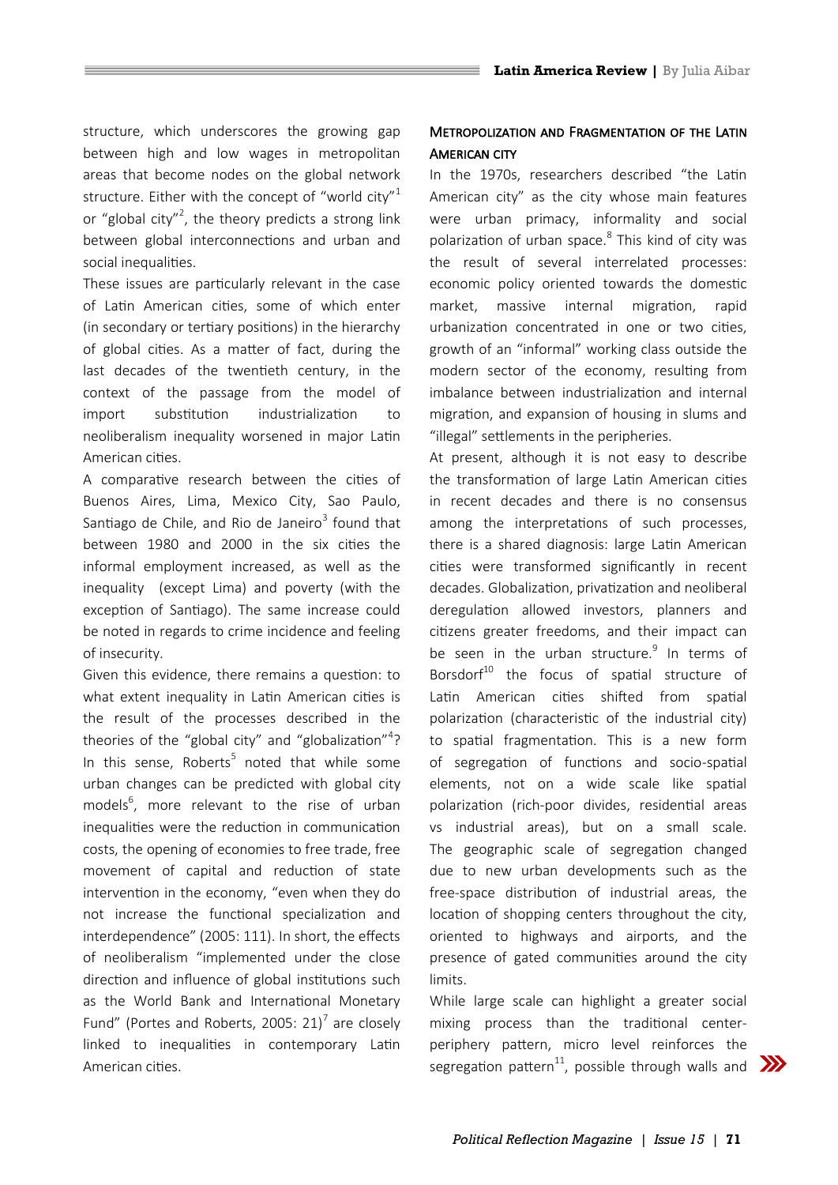structure, which underscores the growing gap between high and low wages in metropolitan areas that become nodes on the global network structure. Either with the concept of "world city"[1] or "global city"[2], the theory predicts a strong link between global interconnections and urban and social inequalities.

These issues are particularly relevant in the case of Latin American cities, some of which enter (in secondary or tertiary positions) in the hierarchy of global cities. As a matter of fact, during the last decades of the twentieth century, in the context of the passage from the model of import substitution industrialization to neoliberalism inequality worsened in major Latin American cities.

A comparative research between the cities of Buenos Aires, Lima, Mexico City, Sao Paulo, Santiago de Chile, and Rio de Janeiro[3] found that between 1980 and 2000 in the six cities the informal employment increased, as well as the inequality (except Lima) and poverty (with the exception of Santiago). The same increase could be noted in regards to crime incidence and feeling of insecurity.

Given this evidence, there remains a question: to what extent inequality in Latin American cities is the result of the processes described in the theories of the "global city" and "globalization"[4]? In this sense, Roberts[5] noted that while some urban changes can be predicted with global city models[6], more relevant to the rise of urban inequalities were the reduction in communication costs, the opening of economies to free trade, free movement of capital and reduction of state intervention in the economy, "even when they do not increase the functional specialization and interdependence" (2005: 111). In short, the effects of neoliberalism "implemented under the close direction and influence of global institutions such as the World Bank and International Monetary Fund" (Portes and Roberts, 2005: 21)[7] are closely linked to inequalities in contemporary Latin American cities.

## Metropolization and Fragmentation of the Latin American City

In the 1970s, researchers described "the Latin American city" as the city whose main features were urban primacy, informality and social polarization of urban space.[8] This kind of city was the result of several interrelated processes: economic policy oriented towards the domestic market, massive internal migration, rapid urbanization concentrated in one or two cities, growth of an "informal" working class outside the modern sector of the economy, resulting from imbalance between industrialization and internal migration, and expansion of housing in slums and "illegal" settlements in the peripheries.

At present, although it is not easy to describe the transformation of large Latin American cities in recent decades and there is no consensus among the interpretations of such processes, there is a shared diagnosis: large Latin American cities were transformed significantly in recent decades. Globalization, privatization and neoliberal deregulation allowed investors, planners and citizens greater freedoms, and their impact can be seen in the urban structure.[9] In terms of Borsdorf[10] the focus of spatial structure of Latin American cities shifted from spatial polarization (characteristic of the industrial city) to spatial fragmentation. This is a new form of segregation of functions and socio-spatial elements, not on a wide scale like spatial polarization (rich-poor divides, residential areas vs industrial areas), but on a small scale. The geographic scale of segregation changed due to new urban developments such as the free-space distribution of industrial areas, the location of shopping centers throughout the city, oriented to highways and airports, and the presence of gated communities around the city limits.

While large scale can highlight a greater social mixing process than the traditional center-periphery pattern, micro level reinforces the segregation pattern[11], possible through walls and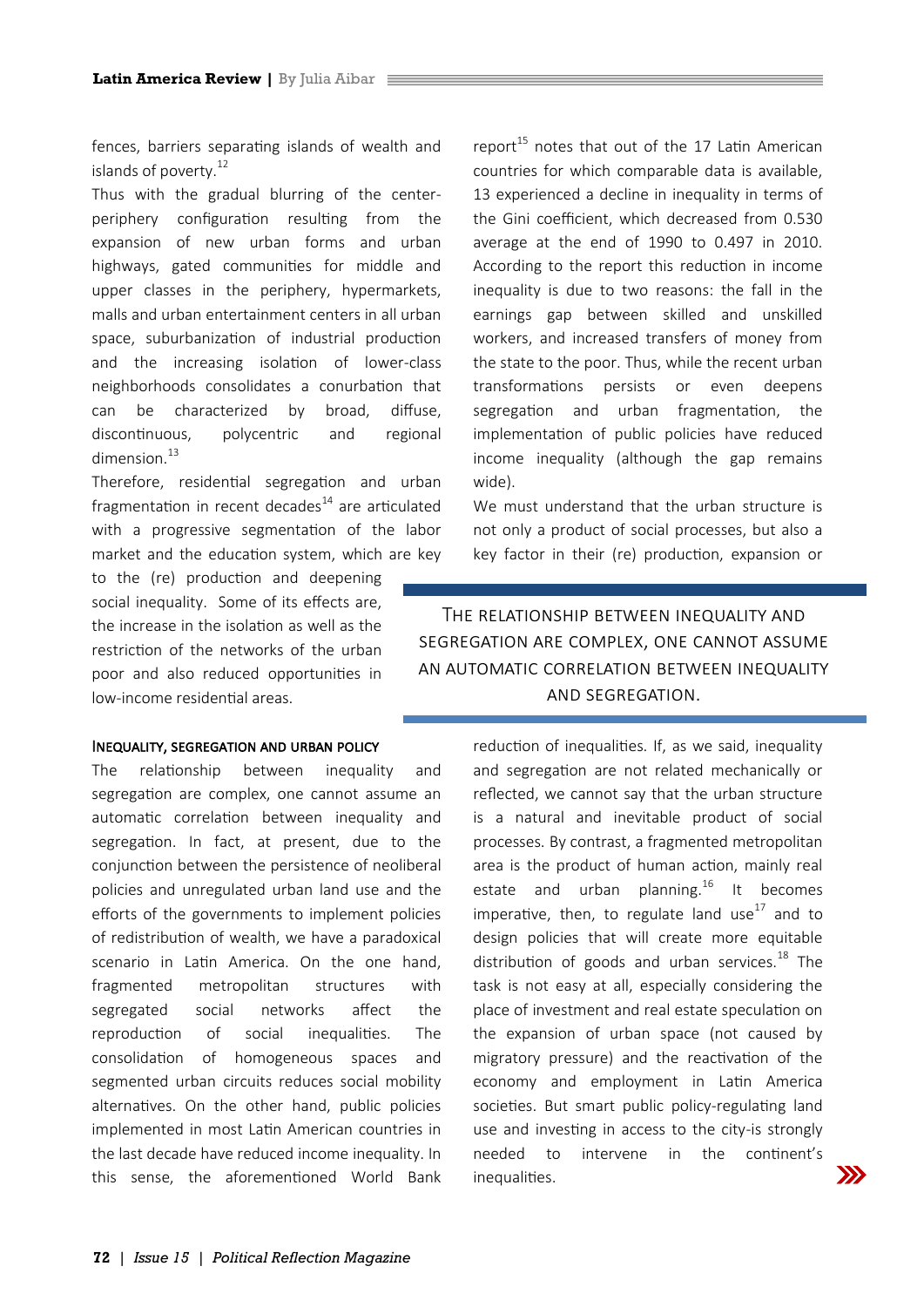fences, barriers separating islands of wealth and islands of poverty.[12]

Thus with the gradual blurring of the center-periphery configuration resulting from the expansion of new urban forms and urban highways, gated communities for middle and upper classes in the periphery, hypermarkets, malls and urban entertainment centers in all urban space, suburbanization of industrial production and the increasing isolation of lower-class neighborhoods consolidates a conurbation that can be characterized by broad, diffuse, discontinuous, polycentric and regional dimension.[13]

Therefore, residential segregation and urban fragmentation in recent decades[14] are articulated with a progressive segmentation of the labor market and the education system, which are key to the (re) production and deepening social inequality. Some of its effects are, the increase in the isolation as well as the restriction of the networks of the urban poor and also reduced opportunities in low-income residential areas.

## Inequality, segregation and urban policy

The relationship between inequality and segregation are complex, one cannot assume an automatic correlation between inequality and segregation. In fact, at present, due to the conjunction between the persistence of neoliberal policies and unregulated urban land use and the efforts of the governments to implement policies of redistribution of wealth, we have a paradoxical scenario in Latin America. On the one hand, fragmented metropolitan structures with segregated social networks affect the reproduction of social inequalities. The consolidation of homogeneous spaces and segmented urban circuits reduces social mobility alternatives. On the other hand, public policies implemented in most Latin American countries in the last decade have reduced income inequality. In this sense, the aforementioned World Bank report[15] notes that out of the 17 Latin American countries for which comparable data is available, 13 experienced a decline in inequality in terms of the Gini coefficient, which decreased from 0.530 average at the end of 1990 to 0.497 in 2010. According to the report this reduction in income inequality is due to two reasons: the fall in the earnings gap between skilled and unskilled workers, and increased transfers of money from the state to the poor. Thus, while the recent urban transformations persists or even deepens segregation and urban fragmentation, the implementation of public policies have reduced income inequality (although the gap remains wide).

We must understand that the urban structure is not only a product of social processes, but also a key factor in their (re) production, expansion or reduction of inequalities. If, as we said, inequality and segregation are not related mechanically or reflected, we cannot say that the urban structure is a natural and inevitable product of social processes. By contrast, a fragmented metropolitan area is the product of human action, mainly real estate and urban planning.[16] It becomes imperative, then, to regulate land use[17] and to design policies that will create more equitable distribution of goods and urban services.[18] The task is not easy at all, especially considering the place of investment and real estate speculation on the expansion of urban space (not caused by migratory pressure) and the reactivation of the economy and employment in Latin America societies. But smart public policy-regulating land use and investing in access to the city-is strongly needed to intervene in the continent's inequalities.

> The relationship between inequality and segregation are complex, one cannot assume an automatic correlation between inequality and segregation.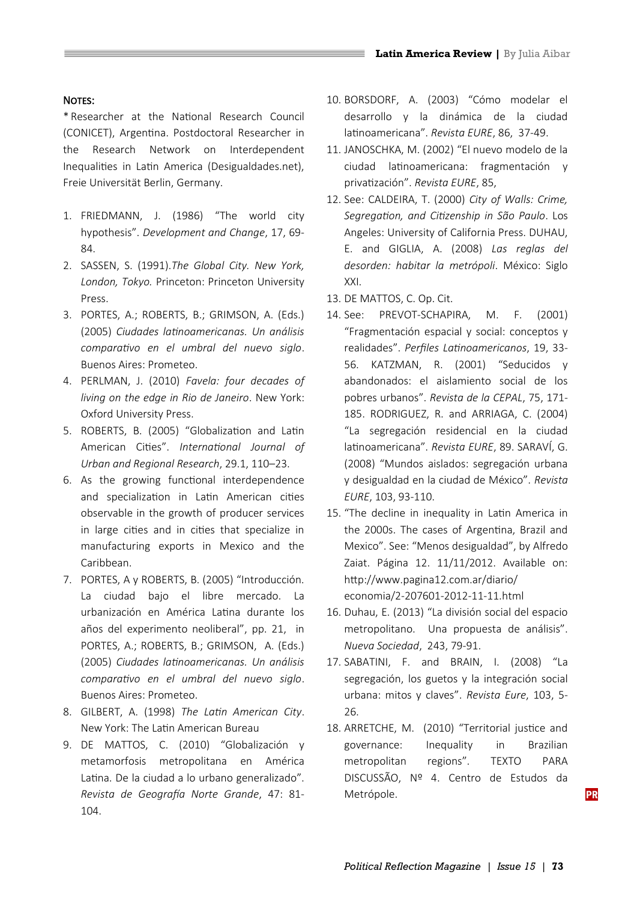**NOTES:**

* Researcher at the National Research Council (CONICET), Argentina. Postdoctoral Researcher in the Research Network on Interdependent Inequalities in Latin America (Desigualdades.net), Freie Universität Berlin, Germany.

1. FRIEDMANN, J. (1986) "The world city hypothesis". *Development and Change*, 17, 69-84.
2. SASSEN, S. (1991).*The Global City. New York, London, Tokyo.* Princeton: Princeton University Press.
3. PORTES, A.; ROBERTS, B.; GRIMSON, A. (Eds.) (2005) *Ciudades latinoamericanas. Un análisis comparativo en el umbral del nuevo siglo*. Buenos Aires: Prometeo.
4. PERLMAN, J. (2010) *Favela: four decades of living on the edge in Rio de Janeiro*. New York: Oxford University Press.
5. ROBERTS, B. (2005) "Globalization and Latin American Cities". *International Journal of Urban and Regional Research*, 29.1, 110–23.
6. As the growing functional interdependence and specialization in Latin American cities observable in the growth of producer services in large cities and in cities that specialize in manufacturing exports in Mexico and the Caribbean.
7. PORTES, A y ROBERTS, B. (2005) "Introducción. La ciudad bajo el libre mercado. La urbanización en América Latina durante los años del experimento neoliberal", pp. 21, in PORTES, A.; ROBERTS, B.; GRIMSON, A. (Eds.) (2005) *Ciudades latinoamericanas. Un análisis comparativo en el umbral del nuevo siglo*. Buenos Aires: Prometeo.
8. GILBERT, A. (1998) *The Latin American City*. New York: The Latin American Bureau
9. DE MATTOS, C. (2010) "Globalización y metamorfosis metropolitana en América Latina. De la ciudad a lo urbano generalizado". *Revista de Geografía Norte Grande*, 47: 81-104.
10. BORSDORF, A. (2003) "Cómo modelar el desarrollo y la dinámica de la ciudad latinoamericana". *Revista EURE*, 86, 37-49.
11. JANOSCHKA, M. (2002) "El nuevo modelo de la ciudad latinoamericana: fragmentación y privatización". *Revista EURE*, 85,
12. See: CALDEIRA, T. (2000) *City of Walls: Crime, Segregation, and Citizenship in São Paulo*. Los Angeles: University of California Press. DUHAU, E. and GIGLIA, A. (2008) *Las reglas del desorden: habitar la metrópoli*. México: Siglo XXI.
13. DE MATTOS, C. Op. Cit.
14. See: PREVOT-SCHAPIRA, M. F. (2001) "Fragmentación espacial y social: conceptos y realidades". *Perfiles Latinoamericanos*, 19, 33-56. KATZMAN, R. (2001) "Seducidos y abandonados: el aislamiento social de los pobres urbanos". *Revista de la CEPAL*, 75, 171-185. RODRIGUEZ, R. and ARRIAGA, C. (2004) "La segregación residencial en la ciudad latinoamericana". *Revista EURE*, 89. SARAVÍ, G. (2008) "Mundos aislados: segregación urbana y desigualdad en la ciudad de México". *Revista EURE*, 103, 93-110.
15. "The decline in inequality in Latin America in the 2000s. The cases of Argentina, Brazil and Mexico". See: "Menos desigualdad", by Alfredo Zaiat. Página 12. 11/11/2012. Available on: http://www.pagina12.com.ar/diario/economia/2-207601-2012-11-11.html
16. Duhau, E. (2013) "La división social del espacio metropolitano. Una propuesta de análisis". *Nueva Sociedad*, 243, 79-91.
17. SABATINI, F. and BRAIN, I. (2008) "La segregación, los guetos y la integración social urbana: mitos y claves". *Revista Eure*, 103, 5-26.
18. ARRETCHE, M. (2010) "Territorial justice and governance: Inequality in Brazilian metropolitan regions". TEXTO PARA DISCUSSÃO, Nº 4. Centro de Estudos da Metrópole.